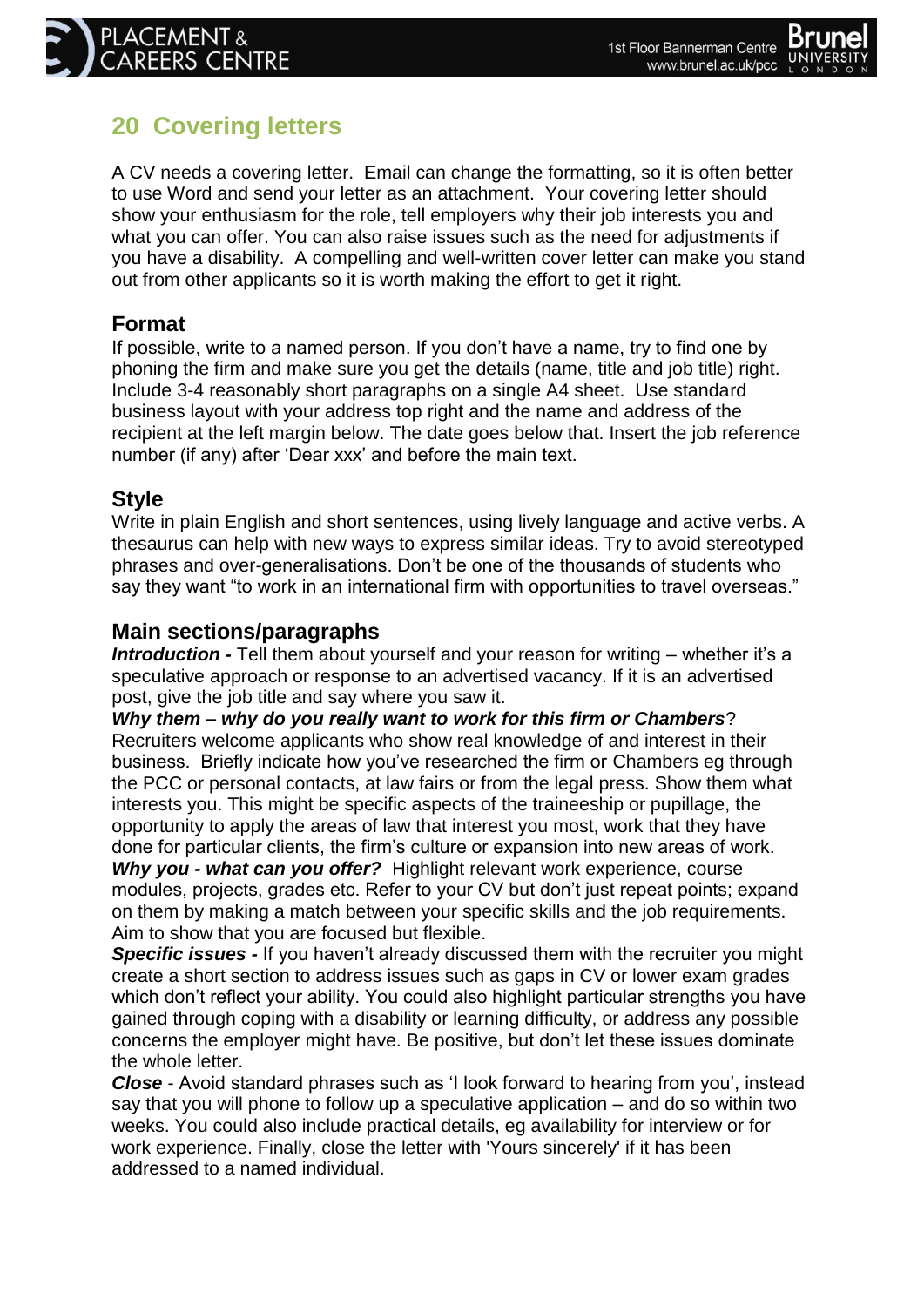# 20 Covering letters

A CV needs a covering letter. Email can change the formatting, so it is often better to use Word and send your letter as an attachment. Your covering letter should show your enthusiasm for the role, tell employers why their job interests you and what you can offer. You can also raise issues such as the need for adjustments if you have a disability. A compelling and well-written cover letter can make you stand out from other applicants so it is worth making the effort to get it right.

## Format

If possible, write to a named person. If you don't have a name, try to find one by phoning the firm and make sure you get the details (name, title and job title) right. Include 3-4 reasonably short paragraphs on a single A4 sheet. Use standard business layout with your address top right and the name and address of the recipient at the left margin below. The date goes below that. Insert the job reference number (if any) after 'Dear xxx' and before the main text.

## Style

Write in plain English and short sentences, using lively language and active verbs. A thesaurus can help with new ways to express similar ideas. Try to avoid stereotyped phrases and over-generalisations. Don't be one of the thousands of students who say they want "to work in an international firm with opportunities to travel overseas."

## Main sections/paragraphs

***Introduction -*** Tell them about yourself and your reason for writing – whether it's a speculative approach or response to an advertised vacancy. If it is an advertised post, give the job title and say where you saw it.

***Why them – why do you really want to work for this firm or Chambers***? Recruiters welcome applicants who show real knowledge of and interest in their business. Briefly indicate how you've researched the firm or Chambers eg through the PCC or personal contacts, at law fairs or from the legal press. Show them what interests you. This might be specific aspects of the traineeship or pupillage, the opportunity to apply the areas of law that interest you most, work that they have done for particular clients, the firm's culture or expansion into new areas of work.

***Why you - what can you offer?*** Highlight relevant work experience, course modules, projects, grades etc. Refer to your CV but don't just repeat points; expand on them by making a match between your specific skills and the job requirements. Aim to show that you are focused but flexible.

***Specific issues -*** If you haven't already discussed them with the recruiter you might create a short section to address issues such as gaps in CV or lower exam grades which don't reflect your ability. You could also highlight particular strengths you have gained through coping with a disability or learning difficulty, or address any possible concerns the employer might have. Be positive, but don't let these issues dominate the whole letter.

***Close*** - Avoid standard phrases such as 'I look forward to hearing from you', instead say that you will phone to follow up a speculative application – and do so within two weeks. You could also include practical details, eg availability for interview or for work experience. Finally, close the letter with 'Yours sincerely' if it has been addressed to a named individual.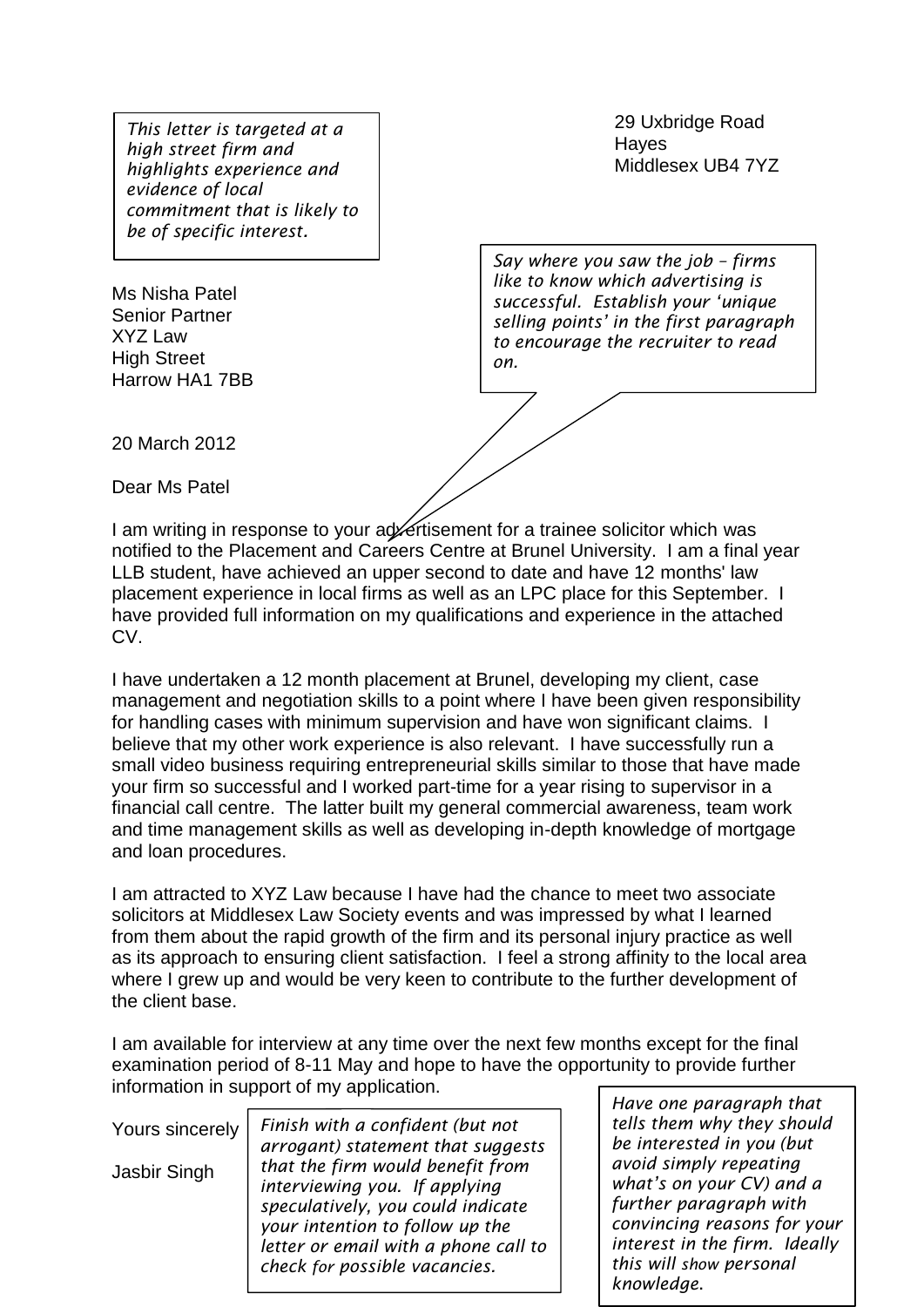*This letter is targeted at a high street firm and highlights experience and evidence of local commitment that is likely to be of specific interest.*

29 Uxbridge Road
Hayes
Middlesex UB4 7YZ

*Say where you saw the job – firms like to know which advertising is successful. Establish your 'unique selling points' in the first paragraph to encourage the recruiter to read on.*

Ms Nisha Patel
Senior Partner
XYZ Law
High Street
Harrow HA1 7BB

20 March 2012

Dear Ms Patel

I am writing in response to your advertisement for a trainee solicitor which was notified to the Placement and Careers Centre at Brunel University. I am a final year LLB student, have achieved an upper second to date and have 12 months' law placement experience in local firms as well as an LPC place for this September. I have provided full information on my qualifications and experience in the attached CV.

I have undertaken a 12 month placement at Brunel, developing my client, case management and negotiation skills to a point where I have been given responsibility for handling cases with minimum supervision and have won significant claims. I believe that my other work experience is also relevant. I have successfully run a small video business requiring entrepreneurial skills similar to those that have made your firm so successful and I worked part-time for a year rising to supervisor in a financial call centre. The latter built my general commercial awareness, team work and time management skills as well as developing in-depth knowledge of mortgage and loan procedures.

I am attracted to XYZ Law because I have had the chance to meet two associate solicitors at Middlesex Law Society events and was impressed by what I learned from them about the rapid growth of the firm and its personal injury practice as well as its approach to ensuring client satisfaction. I feel a strong affinity to the local area where I grew up and would be very keen to contribute to the further development of the client base.

I am available for interview at any time over the next few months except for the final examination period of 8-11 May and hope to have the opportunity to provide further information in support of my application.

Yours sincerely

Jasbir Singh

*Finish with a confident (but not arrogant) statement that suggests that the firm would benefit from interviewing you. If applying speculatively, you could indicate your intention to follow up the letter or email with a phone call to check for possible vacancies.*

*Have one paragraph that tells them why they should be interested in you (but avoid simply repeating what's on your CV) and a further paragraph with convincing reasons for your interest in the firm. Ideally this will show personal knowledge.*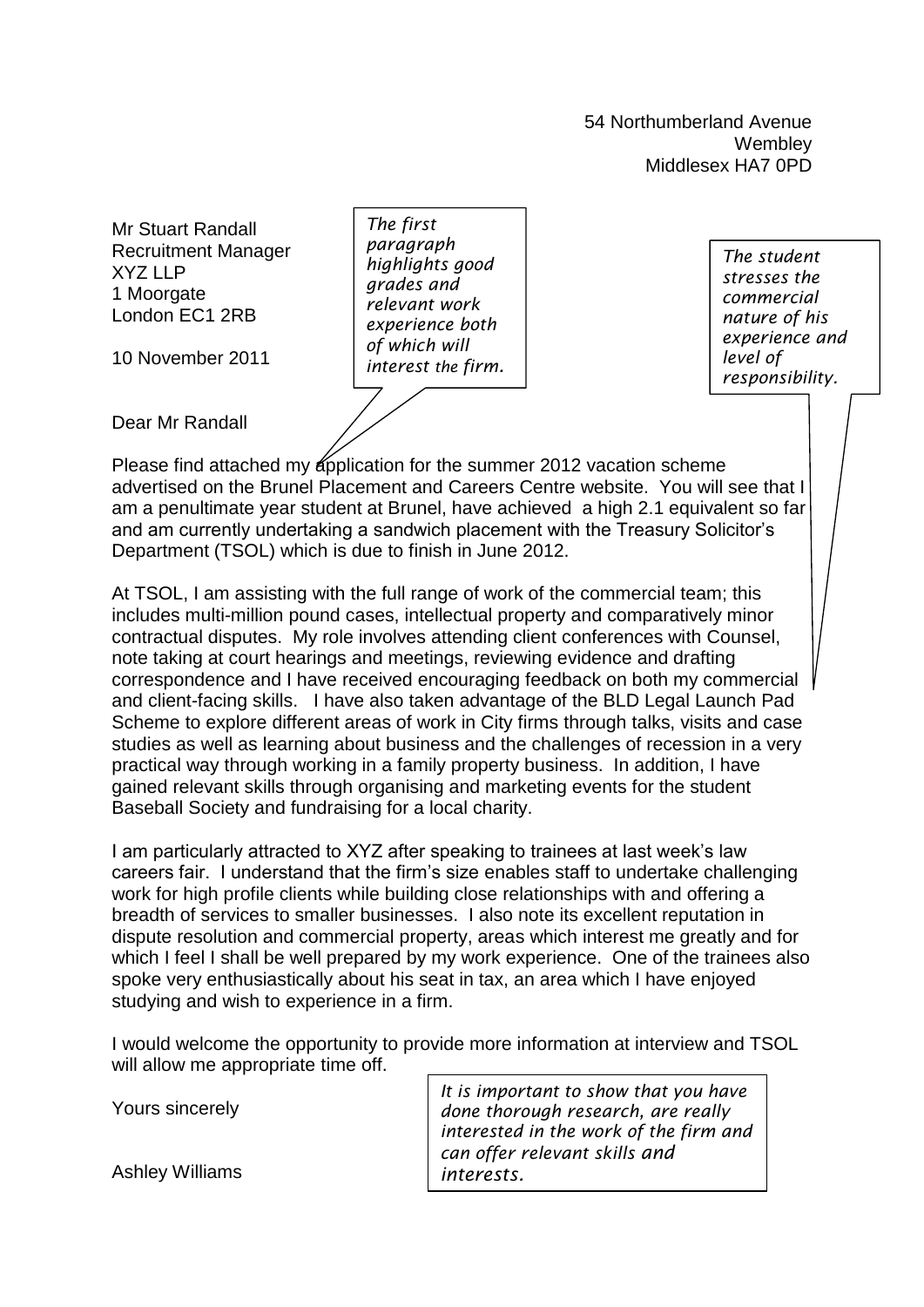54 Northumberland Avenue
Wembley
Middlesex HA7 0PD

Mr Stuart Randall
Recruitment Manager
XYZ LLP
1 Moorgate
London EC1 2RB

10 November 2011

*The first paragraph highlights good grades and relevant work experience both of which will interest the firm.*

*The student stresses the commercial nature of his experience and level of responsibility.*

Dear Mr Randall

Please find attached my application for the summer 2012 vacation scheme advertised on the Brunel Placement and Careers Centre website. You will see that I am a penultimate year student at Brunel, have achieved a high 2.1 equivalent so far and am currently undertaking a sandwich placement with the Treasury Solicitor's Department (TSOL) which is due to finish in June 2012.

At TSOL, I am assisting with the full range of work of the commercial team; this includes multi-million pound cases, intellectual property and comparatively minor contractual disputes. My role involves attending client conferences with Counsel, note taking at court hearings and meetings, reviewing evidence and drafting correspondence and I have received encouraging feedback on both my commercial and client-facing skills. I have also taken advantage of the BLD Legal Launch Pad Scheme to explore different areas of work in City firms through talks, visits and case studies as well as learning about business and the challenges of recession in a very practical way through working in a family property business. In addition, I have gained relevant skills through organising and marketing events for the student Baseball Society and fundraising for a local charity.

I am particularly attracted to XYZ after speaking to trainees at last week's law careers fair. I understand that the firm's size enables staff to undertake challenging work for high profile clients while building close relationships with and offering a breadth of services to smaller businesses. I also note its excellent reputation in dispute resolution and commercial property, areas which interest me greatly and for which I feel I shall be well prepared by my work experience. One of the trainees also spoke very enthusiastically about his seat in tax, an area which I have enjoyed studying and wish to experience in a firm.

I would welcome the opportunity to provide more information at interview and TSOL will allow me appropriate time off.

Yours sincerely

Ashley Williams

*It is important to show that you have done thorough research, are really interested in the work of the firm and can offer relevant skills and interests.*